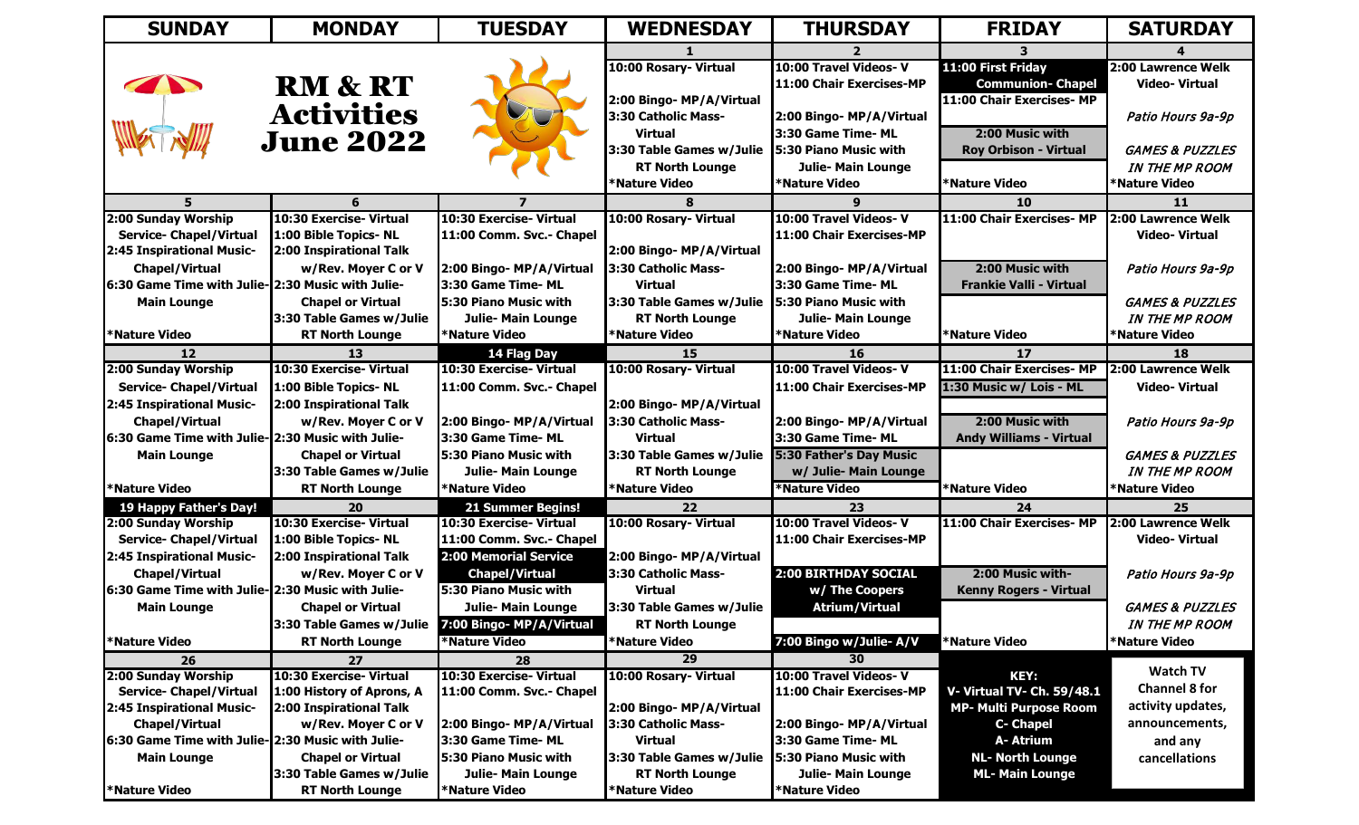# RM & RT Activities June 2022

| SUNDAY | MONDAY | TUESDAY | WEDNESDAY | THURSDAY | FRIDAY | SATURDAY |
|---|---|---|---|---|---|---|
| | | | **1**<br>10:00 Rosary- Virtual<br>2:00 Bingo- MP/A/Virtual<br>3:30 Catholic Mass- Virtual<br>3:30 Table Games w/Julie RT North Lounge<br>*Nature Video | **2**<br>10:00 Travel Videos- V<br>11:00 Chair Exercises-MP<br>2:00 Bingo- MP/A/Virtual<br>3:30 Game Time- ML<br>5:30 Piano Music with Julie- Main Lounge<br>*Nature Video | **3**<br>11:00 First Friday Communion- Chapel<br>11:00 Chair Exercises- MP<br>2:00 Music with Roy Orbison - Virtual<br>*Nature Video | **4**<br>2:00 Lawrence Welk Video- Virtual<br>*Patio Hours 9a-9p*<br>*GAMES & PUZZLES IN THE MP ROOM*<br>*Nature Video |
| **5**<br>2:00 Sunday Worship Service- Chapel/Virtual<br>2:45 Inspirational Music- Chapel/Virtual<br>6:30 Game Time with Julie- Main Lounge<br>*Nature Video | **6**<br>10:30 Exercise- Virtual<br>1:00 Bible Topics- NL<br>2:00 Inspirational Talk w/Rev. Moyer C or V<br>2:30 Music with Julie- Chapel or Virtual<br>3:30 Table Games w/Julie RT North Lounge | **7**<br>10:30 Exercise- Virtual<br>11:00 Comm. Svc.- Chapel<br>2:00 Bingo- MP/A/Virtual<br>3:30 Game Time- ML<br>5:30 Piano Music with Julie- Main Lounge<br>*Nature Video | **8**<br>10:00 Rosary- Virtual<br>2:00 Bingo- MP/A/Virtual<br>3:30 Catholic Mass- Virtual<br>3:30 Table Games w/Julie RT North Lounge<br>*Nature Video | **9**<br>10:00 Travel Videos- V<br>11:00 Chair Exercises-MP<br>2:00 Bingo- MP/A/Virtual<br>3:30 Game Time- ML<br>5:30 Piano Music with Julie- Main Lounge<br>*Nature Video | **10**<br>11:00 Chair Exercises- MP<br>2:00 Music with Frankie Valli - Virtual<br>*Nature Video | **11**<br>2:00 Lawrence Welk Video- Virtual<br>*Patio Hours 9a-9p*<br>*GAMES & PUZZLES IN THE MP ROOM*<br>*Nature Video |
| **12**<br>2:00 Sunday Worship Service- Chapel/Virtual<br>2:45 Inspirational Music- Chapel/Virtual<br>6:30 Game Time with Julie- Main Lounge<br>*Nature Video | **13**<br>10:30 Exercise- Virtual<br>1:00 Bible Topics- NL<br>2:00 Inspirational Talk w/Rev. Moyer C or V<br>2:30 Music with Julie- Chapel or Virtual<br>3:30 Table Games w/Julie RT North Lounge | **14 Flag Day**<br>10:30 Exercise- Virtual<br>11:00 Comm. Svc.- Chapel<br>2:00 Bingo- MP/A/Virtual<br>3:30 Game Time- ML<br>5:30 Piano Music with Julie- Main Lounge<br>*Nature Video | **15**<br>10:00 Rosary- Virtual<br>2:00 Bingo- MP/A/Virtual<br>3:30 Catholic Mass- Virtual<br>3:30 Table Games w/Julie RT North Lounge<br>*Nature Video | **16**<br>10:00 Travel Videos- V<br>11:00 Chair Exercises-MP<br>2:00 Bingo- MP/A/Virtual<br>3:30 Game Time- ML<br>5:30 Father's Day Music w/ Julie- Main Lounge<br>*Nature Video | **17**<br>11:00 Chair Exercises- MP<br>1:30 Music w/ Lois - ML<br>2:00 Music with Andy Williams - Virtual<br>*Nature Video | **18**<br>2:00 Lawrence Welk Video- Virtual<br>*Patio Hours 9a-9p*<br>*GAMES & PUZZLES IN THE MP ROOM*<br>*Nature Video |
| **19 Happy Father's Day!**<br>2:00 Sunday Worship Service- Chapel/Virtual<br>2:45 Inspirational Music- Chapel/Virtual<br>6:30 Game Time with Julie- Main Lounge<br>*Nature Video | **20**<br>10:30 Exercise- Virtual<br>1:00 Bible Topics- NL<br>2:00 Inspirational Talk w/Rev. Moyer C or V<br>2:30 Music with Julie- Chapel or Virtual<br>3:30 Table Games w/Julie RT North Lounge | **21 Summer Begins!**<br>10:30 Exercise- Virtual<br>11:00 Comm. Svc.- Chapel<br>2:00 Memorial Service Chapel/Virtual<br>5:30 Piano Music with Julie- Main Lounge<br>7:00 Bingo- MP/A/Virtual<br>*Nature Video | **22**<br>10:00 Rosary- Virtual<br>2:00 Bingo- MP/A/Virtual<br>3:30 Catholic Mass- Virtual<br>3:30 Table Games w/Julie RT North Lounge<br>*Nature Video | **23**<br>10:00 Travel Videos- V<br>11:00 Chair Exercises-MP<br>2:00 BIRTHDAY SOCIAL w/ The Coopers Atrium/Virtual<br>7:00 Bingo w/Julie- A/V | **24**<br>11:00 Chair Exercises- MP<br>2:00 Music with- Kenny Rogers - Virtual<br>*Nature Video | **25**<br>2:00 Lawrence Welk Video- Virtual<br>*Patio Hours 9a-9p*<br>*GAMES & PUZZLES IN THE MP ROOM*<br>*Nature Video |
| **26**<br>2:00 Sunday Worship Service- Chapel/Virtual<br>2:45 Inspirational Music- Chapel/Virtual<br>6:30 Game Time with Julie- Main Lounge<br>*Nature Video | **27**<br>10:30 Exercise- Virtual<br>1:00 History of Aprons, A<br>2:00 Inspirational Talk w/Rev. Moyer C or V<br>2:30 Music with Julie- Chapel or Virtual<br>3:30 Table Games w/Julie RT North Lounge | **28**<br>10:30 Exercise- Virtual<br>11:00 Comm. Svc.- Chapel<br>2:00 Bingo- MP/A/Virtual<br>3:30 Game Time- ML<br>5:30 Piano Music with Julie- Main Lounge<br>*Nature Video | **29**<br>10:00 Rosary- Virtual<br>2:00 Bingo- MP/A/Virtual<br>3:30 Catholic Mass- Virtual<br>3:30 Table Games w/Julie RT North Lounge<br>*Nature Video | **30**<br>10:00 Travel Videos- V<br>11:00 Chair Exercises-MP<br>2:00 Bingo- MP/A/Virtual<br>3:30 Game Time- ML<br>5:30 Piano Music with Julie- Main Lounge<br>*Nature Video | **KEY:**<br>V- Virtual TV- Ch. 59/48.1<br>MP- Multi Purpose Room<br>C- Chapel<br>A- Atrium<br>NL- North Lounge<br>ML- Main Lounge | Watch TV Channel 8 for activity updates, announcements, and any cancellations |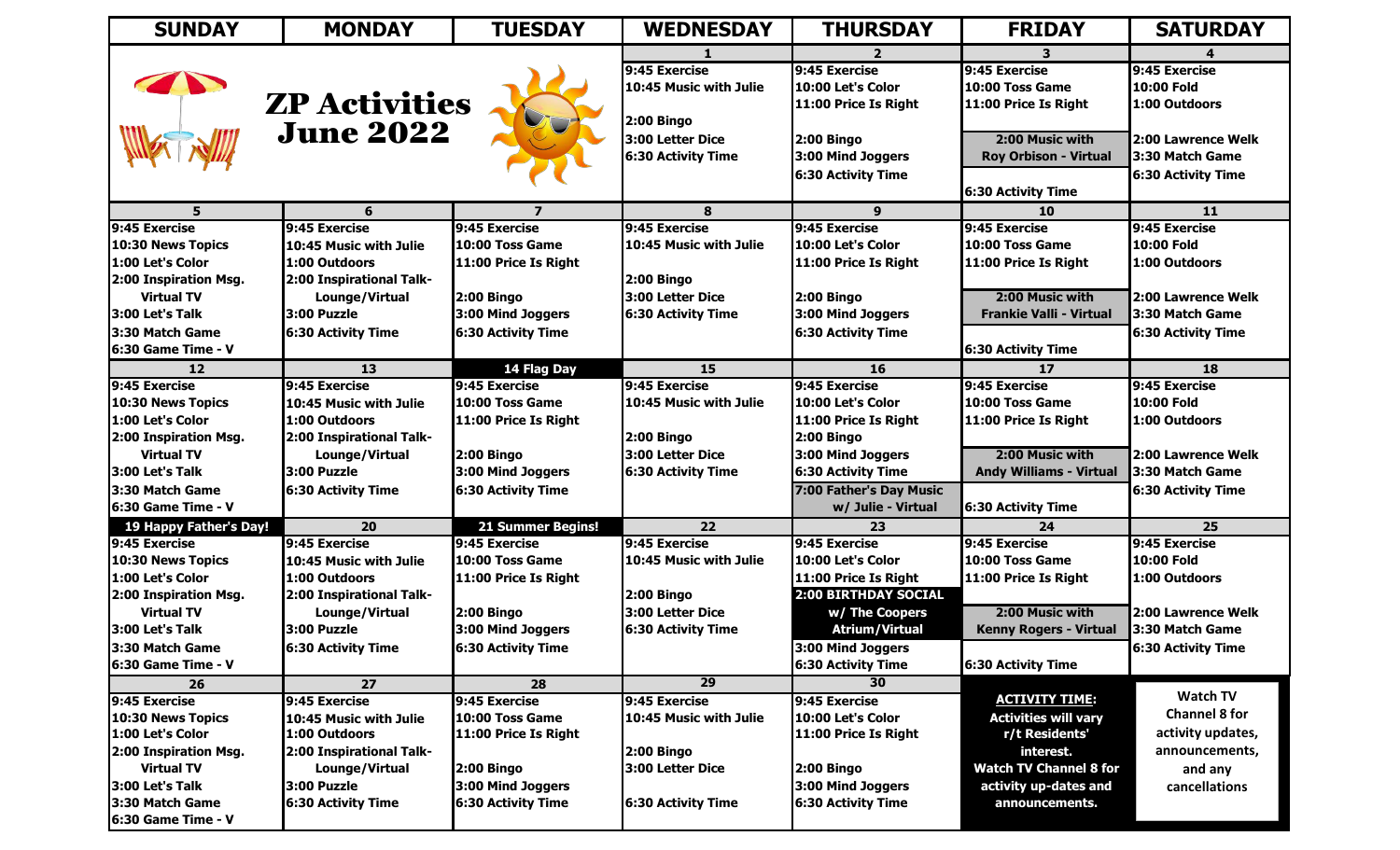# ZP Activities June 2022

| SUNDAY | MONDAY | TUESDAY | WEDNESDAY | THURSDAY | FRIDAY | SATURDAY |
|---|---|---|---|---|---|---|
| | | | **1**<br>9:45 Exercise<br>10:45 Music with Julie<br>2:00 Bingo<br>3:00 Letter Dice<br>6:30 Activity Time | **2**<br>9:45 Exercise<br>10:00 Let's Color<br>11:00 Price Is Right<br>2:00 Bingo<br>3:00 Mind Joggers<br>6:30 Activity Time | **3**<br>9:45 Exercise<br>10:00 Toss Game<br>11:00 Price Is Right<br>2:00 Music with Roy Orbison - Virtual<br>6:30 Activity Time | **4**<br>9:45 Exercise<br>10:00 Fold<br>1:00 Outdoors<br>2:00 Lawrence Welk<br>3:30 Match Game<br>6:30 Activity Time |
| **5**<br>9:45 Exercise<br>10:30 News Topics<br>1:00 Let's Color<br>2:00 Inspiration Msg. Virtual TV<br>3:00 Let's Talk<br>3:30 Match Game<br>6:30 Game Time - V | **6**<br>9:45 Exercise<br>10:45 Music with Julie<br>1:00 Outdoors<br>2:00 Inspirational Talk- Lounge/Virtual<br>3:00 Puzzle<br>6:30 Activity Time | **7**<br>9:45 Exercise<br>10:00 Toss Game<br>11:00 Price Is Right<br>2:00 Bingo<br>3:00 Mind Joggers<br>6:30 Activity Time | **8**<br>9:45 Exercise<br>10:45 Music with Julie<br>2:00 Bingo<br>3:00 Letter Dice<br>6:30 Activity Time | **9**<br>9:45 Exercise<br>10:00 Let's Color<br>11:00 Price Is Right<br>2:00 Bingo<br>3:00 Mind Joggers<br>6:30 Activity Time | **10**<br>9:45 Exercise<br>10:00 Toss Game<br>11:00 Price Is Right<br>2:00 Music with Frankie Valli - Virtual<br>6:30 Activity Time | **11**<br>9:45 Exercise<br>10:00 Fold<br>1:00 Outdoors<br>2:00 Lawrence Welk<br>3:30 Match Game<br>6:30 Activity Time |
| **12**<br>9:45 Exercise<br>10:30 News Topics<br>1:00 Let's Color<br>2:00 Inspiration Msg. Virtual TV<br>3:00 Let's Talk<br>3:30 Match Game<br>6:30 Game Time - V | **13**<br>9:45 Exercise<br>10:45 Music with Julie<br>1:00 Outdoors<br>2:00 Inspirational Talk- Lounge/Virtual<br>3:00 Puzzle<br>6:30 Activity Time | **14 Flag Day**<br>9:45 Exercise<br>10:00 Toss Game<br>11:00 Price Is Right<br>2:00 Bingo<br>3:00 Mind Joggers<br>6:30 Activity Time | **15**<br>9:45 Exercise<br>10:45 Music with Julie<br>2:00 Bingo<br>3:00 Letter Dice<br>6:30 Activity Time | **16**<br>9:45 Exercise<br>10:00 Let's Color<br>11:00 Price Is Right<br>2:00 Bingo<br>3:00 Mind Joggers<br>6:30 Activity Time<br>7:00 Father's Day Music w/ Julie - Virtual | **17**<br>9:45 Exercise<br>10:00 Toss Game<br>11:00 Price Is Right<br>2:00 Music with Andy Williams - Virtual<br>6:30 Activity Time | **18**<br>9:45 Exercise<br>10:00 Fold<br>1:00 Outdoors<br>2:00 Lawrence Welk<br>3:30 Match Game<br>6:30 Activity Time |
| **19 Happy Father's Day!**<br>9:45 Exercise<br>10:30 News Topics<br>1:00 Let's Color<br>2:00 Inspiration Msg. Virtual TV<br>3:00 Let's Talk<br>3:30 Match Game<br>6:30 Game Time - V | **20**<br>9:45 Exercise<br>10:45 Music with Julie<br>1:00 Outdoors<br>2:00 Inspirational Talk- Lounge/Virtual<br>3:00 Puzzle<br>6:30 Activity Time | **21 Summer Begins!**<br>9:45 Exercise<br>10:00 Toss Game<br>11:00 Price Is Right<br>2:00 Bingo<br>3:00 Mind Joggers<br>6:30 Activity Time | **22**<br>9:45 Exercise<br>10:45 Music with Julie<br>2:00 Bingo<br>3:00 Letter Dice<br>6:30 Activity Time | **23**<br>9:45 Exercise<br>10:00 Let's Color<br>11:00 Price Is Right<br>2:00 BIRTHDAY SOCIAL w/ The Coopers Atrium/Virtual<br>3:00 Mind Joggers<br>6:30 Activity Time | **24**<br>9:45 Exercise<br>10:00 Toss Game<br>11:00 Price Is Right<br>2:00 Music with Kenny Rogers - Virtual<br>6:30 Activity Time | **25**<br>9:45 Exercise<br>10:00 Fold<br>1:00 Outdoors<br>2:00 Lawrence Welk<br>3:30 Match Game<br>6:30 Activity Time |
| **26**<br>9:45 Exercise<br>10:30 News Topics<br>1:00 Let's Color<br>2:00 Inspiration Msg. Virtual TV<br>3:00 Let's Talk<br>3:30 Match Game<br>6:30 Game Time - V | **27**<br>9:45 Exercise<br>10:45 Music with Julie<br>1:00 Outdoors<br>2:00 Inspirational Talk- Lounge/Virtual<br>3:00 Puzzle<br>6:30 Activity Time | **28**<br>9:45 Exercise<br>10:00 Toss Game<br>11:00 Price Is Right<br>2:00 Bingo<br>3:00 Mind Joggers<br>6:30 Activity Time | **29**<br>9:45 Exercise<br>10:45 Music with Julie<br>2:00 Bingo<br>3:00 Letter Dice<br>6:30 Activity Time | **30**<br>9:45 Exercise<br>10:00 Let's Color<br>11:00 Price Is Right<br>2:00 Bingo<br>3:00 Mind Joggers<br>6:30 Activity Time | **ACTIVITY TIME:** Activities will vary r/t Residents' interest. Watch TV Channel 8 for activity up-dates and announcements. | Watch TV Channel 8 for activity updates, announcements, and any cancellations |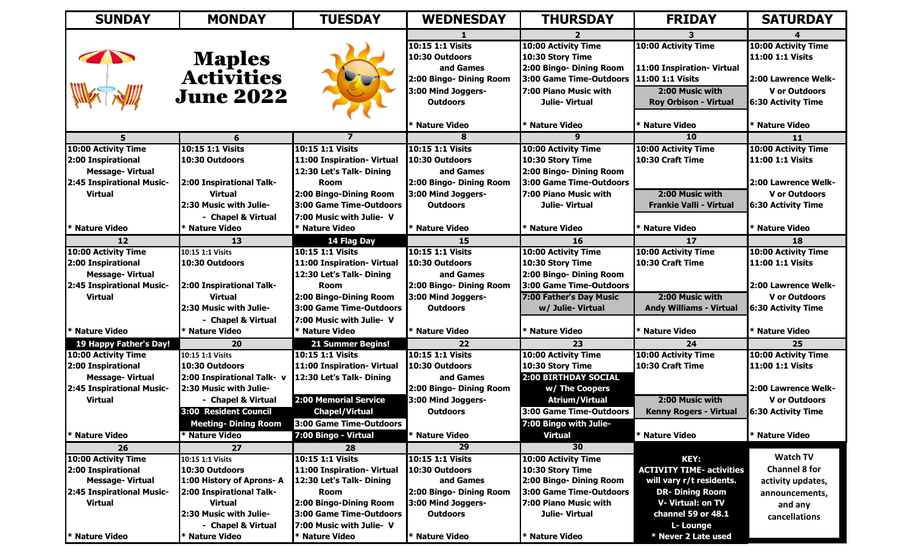# Maples Activities June 2022

| SUNDAY | MONDAY | TUESDAY | WEDNESDAY | THURSDAY | FRIDAY | SATURDAY |
|---|---|---|---|---|---|---|
| | | | **1**<br>10:15 1:1 Visits<br>10:30 Outdoors and Games<br>2:00 Bingo- Dining Room<br>3:00 Mind Joggers- Outdoors<br><br>* Nature Video | **2**<br>10:00 Activity Time<br>10:30 Story Time<br>2:00 Bingo- Dining Room<br>3:00 Game Time-Outdoors<br>7:00 Piano Music with Julie- Virtual<br><br>* Nature Video | **3**<br>10:00 Activity Time<br><br>11:00 Inspiration- Virtual<br>11:00 1:1 Visits<br>2:00 Music with Roy Orbison - Virtual<br><br>* Nature Video | **4**<br>10:00 Activity Time<br>11:00 1:1 Visits<br><br>2:00 Lawrence Welk- V or Outdoors<br>6:30 Activity Time<br><br>* Nature Video |
| **5**<br>10:00 Activity Time<br>2:00 Inspirational Message- Virtual<br>2:45 Inspirational Music- Virtual<br><br>* Nature Video | **6**<br>10:15 1:1 Visits<br>10:30 Outdoors<br><br>2:00 Inspirational Talk- Virtual<br>2:30 Music with Julie- - Chapel & Virtual<br>* Nature Video | **7**<br>10:15 1:1 Visits<br>11:00 Inspiration- Virtual<br>12:30 Let's Talk- Dining Room<br>2:00 Bingo-Dining Room<br>3:00 Game Time-Outdoors<br>7:00 Music with Julie- V<br>* Nature Video | **8**<br>10:15 1:1 Visits<br>10:30 Outdoors and Games<br>2:00 Bingo- Dining Room<br>3:00 Mind Joggers- Outdoors<br><br>* Nature Video | **9**<br>10:00 Activity Time<br>10:30 Story Time<br>2:00 Bingo- Dining Room<br>3:00 Game Time-Outdoors<br>7:00 Piano Music with Julie- Virtual<br><br>* Nature Video | **10**<br>10:00 Activity Time<br>10:30 Craft Time<br><br>2:00 Music with Frankie Valli - Virtual<br><br>* Nature Video | **11**<br>10:00 Activity Time<br>11:00 1:1 Visits<br><br>2:00 Lawrence Welk- V or Outdoors<br>6:30 Activity Time<br><br>* Nature Video |
| **12**<br>10:00 Activity Time<br>2:00 Inspirational Message- Virtual<br>2:45 Inspirational Music- Virtual<br><br>* Nature Video | **13**<br>10:15 1:1 Visits<br>10:30 Outdoors<br><br>2:00 Inspirational Talk- Virtual<br>2:30 Music with Julie- - Chapel & Virtual<br>* Nature Video | **14 Flag Day**<br>10:15 1:1 Visits<br>11:00 Inspiration- Virtual<br>12:30 Let's Talk- Dining Room<br>2:00 Bingo-Dining Room<br>3:00 Game Time-Outdoors<br>7:00 Music with Julie- V<br>* Nature Video | **15**<br>10:15 1:1 Visits<br>10:30 Outdoors and Games<br>2:00 Bingo- Dining Room<br>3:00 Mind Joggers- Outdoors<br><br>* Nature Video | **16**<br>10:00 Activity Time<br>10:30 Story Time<br>2:00 Bingo- Dining Room<br>3:00 Game Time-Outdoors<br>7:00 Father's Day Music w/ Julie- Virtual<br><br>* Nature Video | **17**<br>10:00 Activity Time<br>10:30 Craft Time<br><br>2:00 Music with Andy Williams - Virtual<br><br>* Nature Video | **18**<br>10:00 Activity Time<br>11:00 1:1 Visits<br><br>2:00 Lawrence Welk- V or Outdoors<br>6:30 Activity Time<br><br>* Nature Video |
| **19 Happy Father's Day!**<br>10:00 Activity Time<br>2:00 Inspirational Message- Virtual<br>2:45 Inspirational Music- Virtual<br><br>* Nature Video | **20**<br>10:15 1:1 Visits<br>10:30 Outdoors<br>2:00 Inspirational Talk- v<br>2:30 Music with Julie- - Chapel & Virtual<br>3:00 Resident Council Meeting- Dining Room<br>* Nature Video | **21 Summer Begins!**<br>10:15 1:1 Visits<br>11:00 Inspiration- Virtual<br>12:30 Let's Talk- Dining<br>2:00 Memorial Service Chapel/Virtual<br>3:00 Game Time-Outdoors<br>7:00 Bingo - Virtual | **22**<br>10:15 1:1 Visits<br>10:30 Outdoors and Games<br>2:00 Bingo- Dining Room<br>3:00 Mind Joggers- Outdoors<br><br>* Nature Video | **23**<br>10:00 Activity Time<br>10:30 Story Time<br>2:00 BIRTHDAY SOCIAL w/ The Coopers Atrium/Virtual<br>3:00 Game Time-Outdoors<br>7:00 Bingo with Julie- Virtual | **24**<br>10:00 Activity Time<br>10:30 Craft Time<br><br>2:00 Music with Kenny Rogers - Virtual<br><br>* Nature Video | **25**<br>10:00 Activity Time<br>11:00 1:1 Visits<br><br>2:00 Lawrence Welk- V or Outdoors<br>6:30 Activity Time<br><br>* Nature Video |
| **26**<br>10:00 Activity Time<br>2:00 Inspirational Message- Virtual<br>2:45 Inspirational Music- Virtual<br><br>* Nature Video | **27**<br>10:15 1:1 Visits<br>10:30 Outdoors<br>1:00 History of Aprons- A<br>2:00 Inspirational Talk- Virtual<br>2:30 Music with Julie- - Chapel & Virtual<br>* Nature Video | **28**<br>10:15 1:1 Visits<br>11:00 Inspiration- Virtual<br>12:30 Let's Talk- Dining Room<br>2:00 Bingo-Dining Room<br>3:00 Game Time-Outdoors<br>7:00 Music with Julie- V<br>* Nature Video | **29**<br>10:15 1:1 Visits<br>10:30 Outdoors and Games<br>2:00 Bingo- Dining Room<br>3:00 Mind Joggers- Outdoors<br><br>* Nature Video | **30**<br>10:00 Activity Time<br>10:30 Story Time<br>2:00 Bingo- Dining Room<br>3:00 Game Time-Outdoors<br>7:00 Piano Music with Julie- Virtual<br><br>* Nature Video | **KEY:**<br>ACTIVITY TIME- activities will vary r/t residents.<br>DR- Dining Room<br>V- Virtual: on TV channel 59 or 48.1<br>L- Lounge<br>* Never 2 Late used | Watch TV Channel 8 for activity updates, announcements, and any cancellations |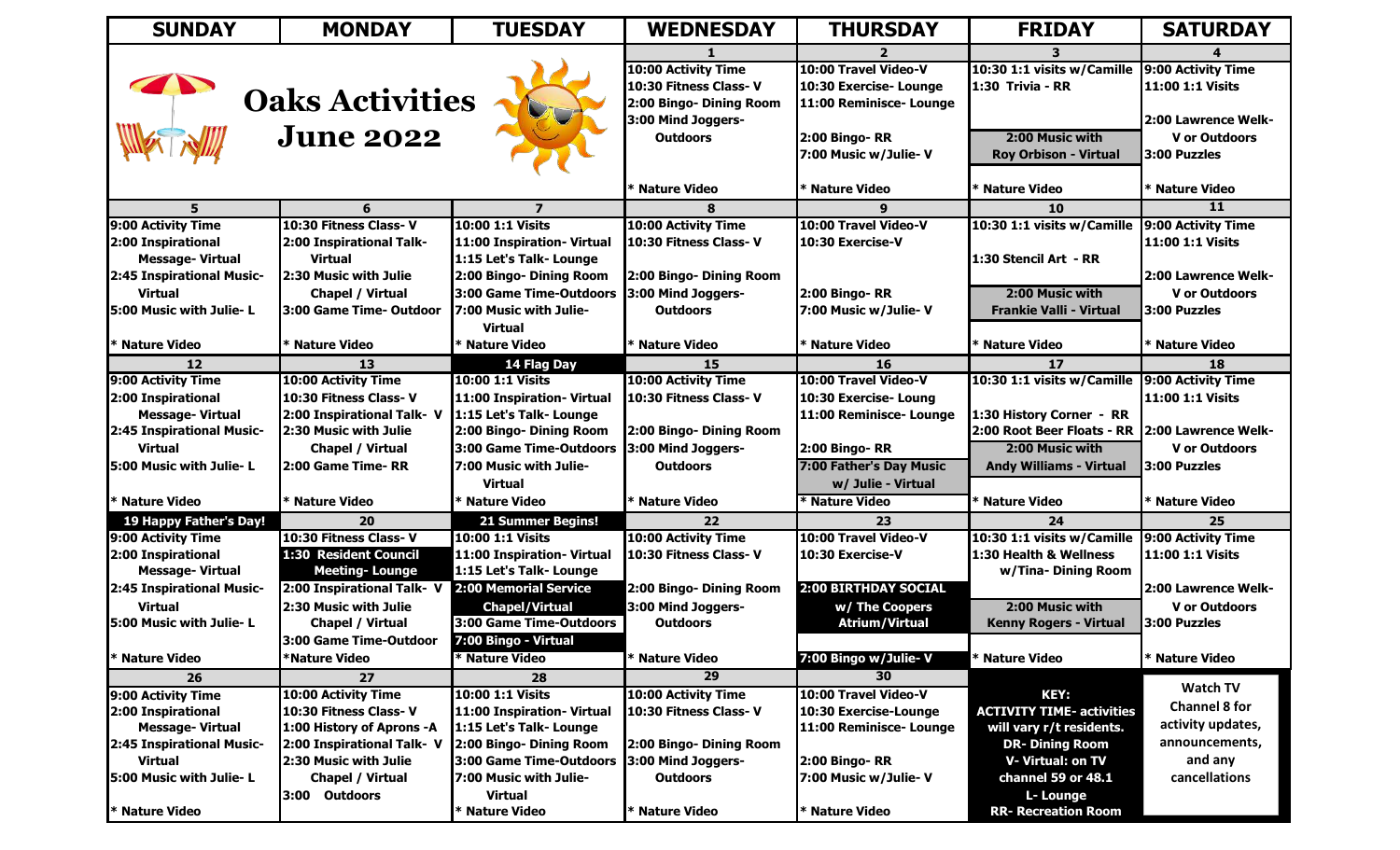# Oaks Activities June 2022

| SUNDAY | MONDAY | TUESDAY | WEDNESDAY | THURSDAY | FRIDAY | SATURDAY |
|---|---|---|---|---|---|---|
| | | | **1** | **2** | **3** | **4** |
| | | | 10:00 Activity Time<br>10:30 Fitness Class- V<br>2:00 Bingo- Dining Room<br>3:00 Mind Joggers- Outdoors<br>* Nature Video | 10:00 Travel Video-V<br>10:30 Exercise- Lounge<br>11:00 Reminisce- Lounge<br>2:00 Bingo- RR<br>7:00 Music w/Julie- V<br>* Nature Video | 10:30 1:1 visits w/Camille<br>1:30 Trivia - RR<br>2:00 Music with Roy Orbison - Virtual<br>* Nature Video | 9:00 Activity Time<br>11:00 1:1 Visits<br>2:00 Lawrence Welk- V or Outdoors<br>3:00 Puzzles<br>* Nature Video |
| **5** | **6** | **7** | **8** | **9** | **10** | **11** |
| 9:00 Activity Time<br>2:00 Inspirational Message- Virtual<br>2:45 Inspirational Music- Virtual<br>5:00 Music with Julie- L<br>* Nature Video | 10:30 Fitness Class- V<br>2:00 Inspirational Talk- Virtual<br>2:30 Music with Julie Chapel / Virtual<br>3:00 Game Time- Outdoor<br>* Nature Video | 10:00 1:1 Visits<br>11:00 Inspiration- Virtual<br>1:15 Let's Talk- Lounge<br>2:00 Bingo- Dining Room<br>3:00 Game Time-Outdoors<br>7:00 Music with Julie- Virtual<br>* Nature Video | 10:00 Activity Time<br>10:30 Fitness Class- V<br>2:00 Bingo- Dining Room<br>3:00 Mind Joggers- Outdoors<br>* Nature Video | 10:00 Travel Video-V<br>10:30 Exercise-V<br>2:00 Bingo- RR<br>7:00 Music w/Julie- V<br>* Nature Video | 10:30 1:1 visits w/Camille<br>1:30 Stencil Art - RR<br>2:00 Music with Frankie Valli - Virtual<br>* Nature Video | 9:00 Activity Time<br>11:00 1:1 Visits<br>2:00 Lawrence Welk- V or Outdoors<br>3:00 Puzzles<br>* Nature Video |
| **12** | **13** | **14 Flag Day** | **15** | **16** | **17** | **18** |
| 9:00 Activity Time<br>2:00 Inspirational Message- Virtual<br>2:45 Inspirational Music- Virtual<br>5:00 Music with Julie- L<br>* Nature Video | 10:00 Activity Time<br>10:30 Fitness Class- V<br>2:00 Inspirational Talk- V<br>2:30 Music with Julie Chapel / Virtual<br>2:00 Game Time- RR<br>* Nature Video | 10:00 1:1 Visits<br>11:00 Inspiration- Virtual<br>1:15 Let's Talk- Lounge<br>2:00 Bingo- Dining Room<br>3:00 Game Time-Outdoors<br>7:00 Music with Julie- Virtual<br>* Nature Video | 10:00 Activity Time<br>10:30 Fitness Class- V<br>2:00 Bingo- Dining Room<br>3:00 Mind Joggers- Outdoors<br>* Nature Video | 10:00 Travel Video-V<br>10:30 Exercise- Loung<br>11:00 Reminisce- Lounge<br>2:00 Bingo- RR<br>7:00 Father's Day Music w/ Julie - Virtual<br>* Nature Video | 10:30 1:1 visits w/Camille<br>1:30 History Corner - RR<br>2:00 Root Beer Floats - RR<br>2:00 Music with Andy Williams - Virtual<br>* Nature Video | 9:00 Activity Time<br>11:00 1:1 Visits<br>2:00 Lawrence Welk- V or Outdoors<br>3:00 Puzzles<br>* Nature Video |
| **19 Happy Father's Day!** | **20** | **21 Summer Begins!** | **22** | **23** | **24** | **25** |
| 9:00 Activity Time<br>2:00 Inspirational Message- Virtual<br>2:45 Inspirational Music- Virtual<br>5:00 Music with Julie- L<br>* Nature Video | 10:30 Fitness Class- V<br>1:30 Resident Council Meeting- Lounge<br>2:00 Inspirational Talk- V<br>2:30 Music with Julie Chapel / Virtual<br>3:00 Game Time-Outdoor<br>*Nature Video | 10:00 1:1 Visits<br>11:00 Inspiration- Virtual<br>1:15 Let's Talk- Lounge<br>2:00 Memorial Service Chapel/Virtual<br>3:00 Game Time-Outdoors<br>7:00 Bingo - Virtual<br>* Nature Video | 10:00 Activity Time<br>10:30 Fitness Class- V<br>2:00 Bingo- Dining Room<br>3:00 Mind Joggers- Outdoors<br>* Nature Video | 10:00 Travel Video-V<br>10:30 Exercise-V<br>2:00 BIRTHDAY SOCIAL w/ The Coopers Atrium/Virtual<br>7:00 Bingo w/Julie- V | 10:30 1:1 visits w/Camille<br>1:30 Health & Wellness w/Tina- Dining Room<br>2:00 Music with Kenny Rogers - Virtual<br>* Nature Video | 9:00 Activity Time<br>11:00 1:1 Visits<br>2:00 Lawrence Welk- V or Outdoors<br>3:00 Puzzles<br>* Nature Video |
| **26** | **27** | **28** | **29** | **30** | | |
| 9:00 Activity Time<br>2:00 Inspirational Message- Virtual<br>2:45 Inspirational Music- Virtual<br>5:00 Music with Julie- L<br>* Nature Video | 10:00 Activity Time<br>10:30 Fitness Class- V<br>1:00 History of Aprons -A<br>2:00 Inspirational Talk- V<br>2:30 Music with Julie Chapel / Virtual<br>3:00 Outdoors | 10:00 1:1 Visits<br>11:00 Inspiration- Virtual<br>1:15 Let's Talk- Lounge<br>2:00 Bingo- Dining Room<br>3:00 Game Time-Outdoors<br>7:00 Music with Julie- Virtual<br>* Nature Video | 10:00 Activity Time<br>10:30 Fitness Class- V<br>2:00 Bingo- Dining Room<br>3:00 Mind Joggers- Outdoors<br>* Nature Video | 10:00 Travel Video-V<br>10:30 Exercise-Lounge<br>11:00 Reminisce- Lounge<br>2:00 Bingo- RR<br>7:00 Music w/Julie- V<br>* Nature Video | **KEY:**<br>**ACTIVITY TIME- activities will vary r/t residents.**<br>**DR- Dining Room**<br>**V- Virtual: on TV channel 59 or 48.1**<br>**L- Lounge**<br>**RR- Recreation Room** | Watch TV Channel 8 for activity updates, announcements, and any cancellations |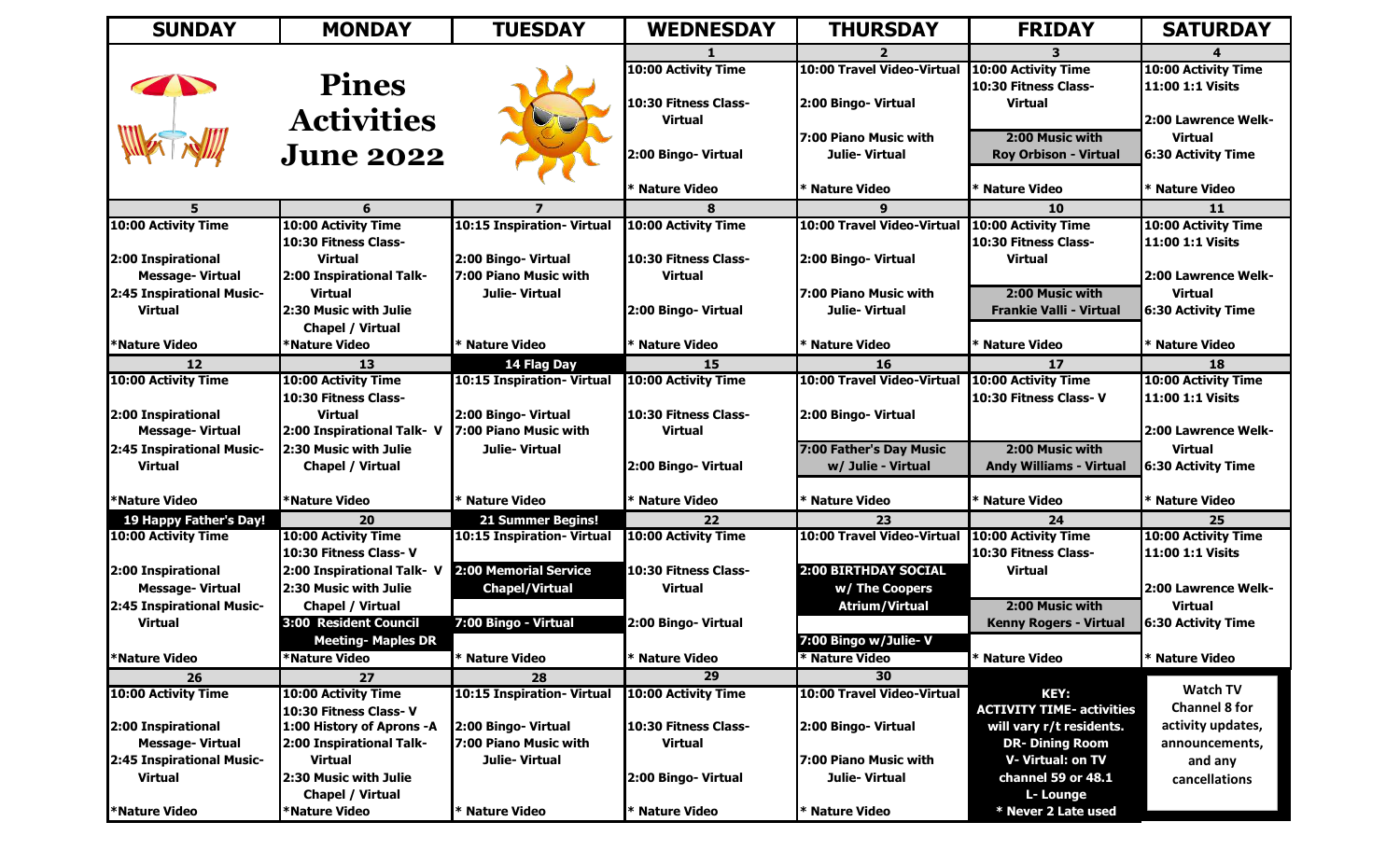# Pines Activities June 2022

| SUNDAY | MONDAY | TUESDAY | WEDNESDAY | THURSDAY | FRIDAY | SATURDAY |
|---|---|---|---|---|---|---|
| | | | **1**<br>10:00 Activity Time<br>10:30 Fitness Class- Virtual<br>2:00 Bingo- Virtual<br>* Nature Video | **2**<br>10:00 Travel Video-Virtual<br>2:00 Bingo- Virtual<br>7:00 Piano Music with Julie- Virtual<br>* Nature Video | **3**<br>10:00 Activity Time<br>10:30 Fitness Class- Virtual<br>2:00 Music with Roy Orbison - Virtual<br>* Nature Video | **4**<br>10:00 Activity Time<br>11:00 1:1 Visits<br>2:00 Lawrence Welk- Virtual<br>6:30 Activity Time<br>* Nature Video |
| **5**<br>10:00 Activity Time<br>2:00 Inspirational Message- Virtual<br>2:45 Inspirational Music- Virtual<br>*Nature Video | **6**<br>10:00 Activity Time<br>10:30 Fitness Class- Virtual<br>2:00 Inspirational Talk- Virtual<br>2:30 Music with Julie Chapel / Virtual<br>*Nature Video | **7**<br>10:15 Inspiration- Virtual<br>2:00 Bingo- Virtual<br>7:00 Piano Music with Julie- Virtual<br>* Nature Video | **8**<br>10:00 Activity Time<br>10:30 Fitness Class- Virtual<br>2:00 Bingo- Virtual<br>* Nature Video | **9**<br>10:00 Travel Video-Virtual<br>2:00 Bingo- Virtual<br>7:00 Piano Music with Julie- Virtual<br>* Nature Video | **10**<br>10:00 Activity Time<br>10:30 Fitness Class- Virtual<br>2:00 Music with Frankie Valli - Virtual<br>* Nature Video | **11**<br>10:00 Activity Time<br>11:00 1:1 Visits<br>2:00 Lawrence Welk- Virtual<br>6:30 Activity Time<br>* Nature Video |
| **12**<br>10:00 Activity Time<br>2:00 Inspirational Message- Virtual<br>2:45 Inspirational Music- Virtual<br>*Nature Video | **13**<br>10:00 Activity Time<br>10:30 Fitness Class- Virtual<br>2:00 Inspirational Talk- V<br>2:30 Music with Julie Chapel / Virtual<br>*Nature Video | **14 Flag Day**<br>10:15 Inspiration- Virtual<br>2:00 Bingo- Virtual<br>7:00 Piano Music with Julie- Virtual<br>* Nature Video | **15**<br>10:00 Activity Time<br>10:30 Fitness Class- Virtual<br>2:00 Bingo- Virtual<br>* Nature Video | **16**<br>10:00 Travel Video-Virtual<br>2:00 Bingo- Virtual<br>7:00 Father's Day Music w/ Julie - Virtual<br>* Nature Video | **17**<br>10:00 Activity Time<br>10:30 Fitness Class- V<br>2:00 Music with Andy Williams - Virtual<br>* Nature Video | **18**<br>10:00 Activity Time<br>11:00 1:1 Visits<br>2:00 Lawrence Welk- Virtual<br>6:30 Activity Time<br>* Nature Video |
| **19 Happy Father's Day!**<br>10:00 Activity Time<br>2:00 Inspirational Message- Virtual<br>2:45 Inspirational Music- Virtual<br>*Nature Video | **20**<br>10:00 Activity Time<br>10:30 Fitness Class- V<br>2:00 Inspirational Talk- V<br>2:30 Music with Julie Chapel / Virtual<br>3:00 Resident Council Meeting- Maples DR<br>*Nature Video | **21 Summer Begins!**<br>10:15 Inspiration- Virtual<br>2:00 Memorial Service Chapel/Virtual<br>7:00 Bingo - Virtual<br>* Nature Video | **22**<br>10:00 Activity Time<br>10:30 Fitness Class- Virtual<br>2:00 Bingo- Virtual<br>* Nature Video | **23**<br>10:00 Travel Video-Virtual<br>2:00 BIRTHDAY SOCIAL w/ The Coopers Atrium/Virtual<br>7:00 Bingo w/Julie- V<br>* Nature Video | **24**<br>10:00 Activity Time<br>10:30 Fitness Class- Virtual<br>2:00 Music with Kenny Rogers - Virtual<br>* Nature Video | **25**<br>10:00 Activity Time<br>11:00 1:1 Visits<br>2:00 Lawrence Welk- Virtual<br>6:30 Activity Time<br>* Nature Video |
| **26**<br>10:00 Activity Time<br>2:00 Inspirational Message- Virtual<br>2:45 Inspirational Music- Virtual<br>*Nature Video | **27**<br>10:00 Activity Time<br>10:30 Fitness Class- V<br>1:00 History of Aprons -A<br>2:00 Inspirational Talk- Virtual<br>2:30 Music with Julie Chapel / Virtual<br>*Nature Video | **28**<br>10:15 Inspiration- Virtual<br>2:00 Bingo- Virtual<br>7:00 Piano Music with Julie- Virtual<br>* Nature Video | **29**<br>10:00 Activity Time<br>10:30 Fitness Class- Virtual<br>2:00 Bingo- Virtual<br>* Nature Video | **30**<br>10:00 Travel Video-Virtual<br>2:00 Bingo- Virtual<br>7:00 Piano Music with Julie- Virtual<br>* Nature Video | **KEY:**<br>ACTIVITY TIME- activities will vary r/t residents.<br>DR- Dining Room<br>V- Virtual: on TV channel 59 or 48.1<br>L- Lounge<br>* Never 2 Late used | Watch TV Channel 8 for activity updates, announcements, and any cancellations |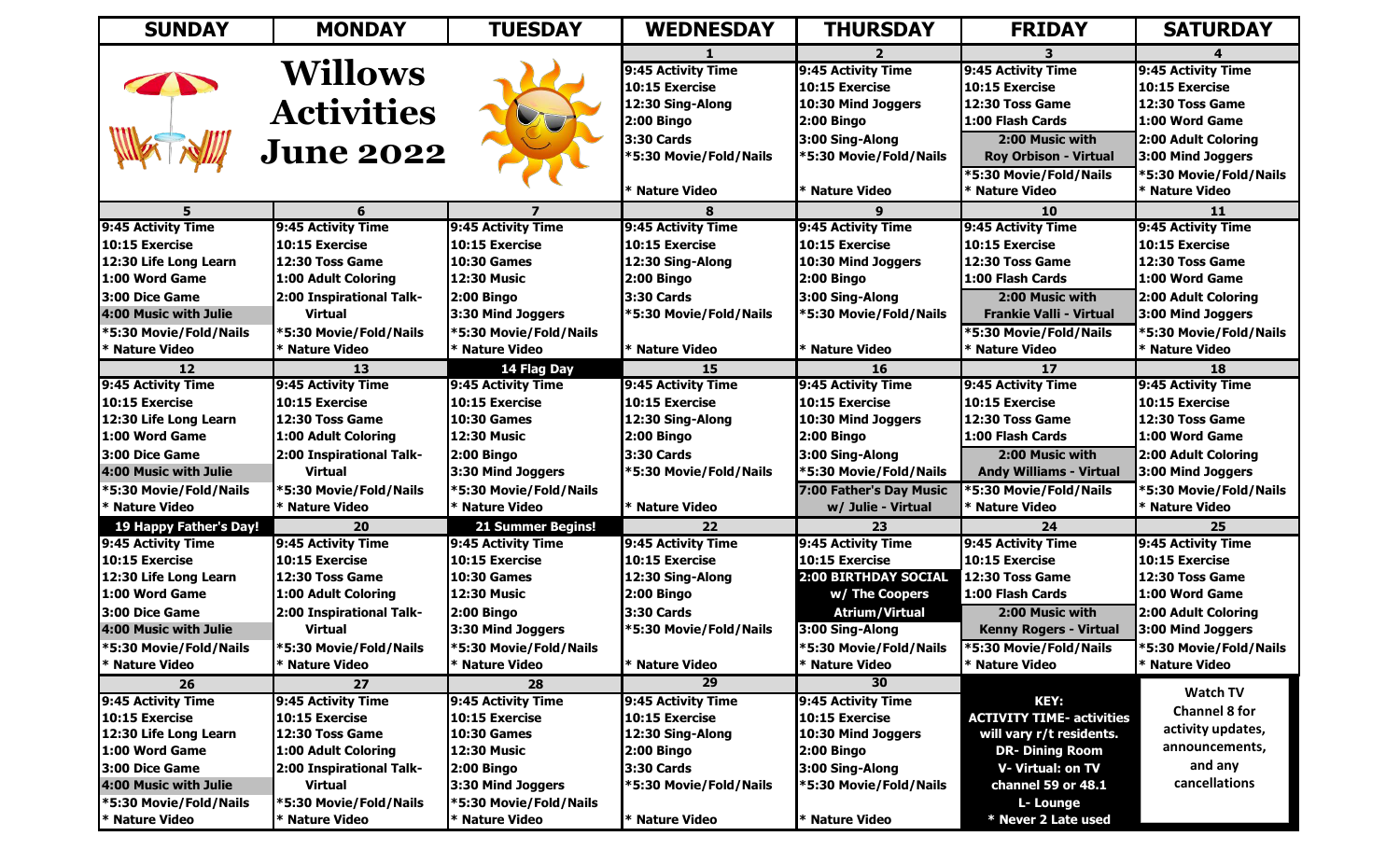# Willows Activities June 2022

| SUNDAY | MONDAY | TUESDAY | WEDNESDAY | THURSDAY | FRIDAY | SATURDAY |
|---|---|---|---|---|---|---|
| | | | **1**<br>9:45 Activity Time<br>10:15 Exercise<br>12:30 Sing-Along<br>2:00 Bingo<br>3:30 Cards<br>*5:30 Movie/Fold/Nails<br>* Nature Video | **2**<br>9:45 Activity Time<br>10:15 Exercise<br>10:30 Mind Joggers<br>2:00 Bingo<br>3:00 Sing-Along<br>*5:30 Movie/Fold/Nails<br>* Nature Video | **3**<br>9:45 Activity Time<br>10:15 Exercise<br>12:30 Toss Game<br>1:00 Flash Cards<br>2:00 Music with Roy Orbison - Virtual<br>*5:30 Movie/Fold/Nails<br>* Nature Video | **4**<br>9:45 Activity Time<br>10:15 Exercise<br>12:30 Toss Game<br>1:00 Word Game<br>2:00 Adult Coloring<br>3:00 Mind Joggers<br>*5:30 Movie/Fold/Nails<br>* Nature Video |
| **5**<br>9:45 Activity Time<br>10:15 Exercise<br>12:30 Life Long Learn<br>1:00 Word Game<br>3:00 Dice Game<br>4:00 Music with Julie<br>*5:30 Movie/Fold/Nails<br>* Nature Video | **6**<br>9:45 Activity Time<br>10:15 Exercise<br>12:30 Toss Game<br>1:00 Adult Coloring<br>2:00 Inspirational Talk- Virtual<br>*5:30 Movie/Fold/Nails<br>* Nature Video | **7**<br>9:45 Activity Time<br>10:15 Exercise<br>10:30 Games<br>12:30 Music<br>2:00 Bingo<br>3:30 Mind Joggers<br>*5:30 Movie/Fold/Nails<br>* Nature Video | **8**<br>9:45 Activity Time<br>10:15 Exercise<br>12:30 Sing-Along<br>2:00 Bingo<br>3:30 Cards<br>*5:30 Movie/Fold/Nails<br>* Nature Video | **9**<br>9:45 Activity Time<br>10:15 Exercise<br>10:30 Mind Joggers<br>2:00 Bingo<br>3:00 Sing-Along<br>*5:30 Movie/Fold/Nails<br>* Nature Video | **10**<br>9:45 Activity Time<br>10:15 Exercise<br>12:30 Toss Game<br>1:00 Flash Cards<br>2:00 Music with Frankie Valli - Virtual<br>*5:30 Movie/Fold/Nails<br>* Nature Video | **11**<br>9:45 Activity Time<br>10:15 Exercise<br>12:30 Toss Game<br>1:00 Word Game<br>2:00 Adult Coloring<br>3:00 Mind Joggers<br>*5:30 Movie/Fold/Nails<br>* Nature Video |
| **12**<br>9:45 Activity Time<br>10:15 Exercise<br>12:30 Life Long Learn<br>1:00 Word Game<br>3:00 Dice Game<br>4:00 Music with Julie<br>*5:30 Movie/Fold/Nails<br>* Nature Video | **13**<br>9:45 Activity Time<br>10:15 Exercise<br>12:30 Toss Game<br>1:00 Adult Coloring<br>2:00 Inspirational Talk- Virtual<br>*5:30 Movie/Fold/Nails<br>* Nature Video | **14 Flag Day**<br>9:45 Activity Time<br>10:15 Exercise<br>10:30 Games<br>12:30 Music<br>2:00 Bingo<br>3:30 Mind Joggers<br>*5:30 Movie/Fold/Nails<br>* Nature Video | **15**<br>9:45 Activity Time<br>10:15 Exercise<br>12:30 Sing-Along<br>2:00 Bingo<br>3:30 Cards<br>*5:30 Movie/Fold/Nails<br>* Nature Video | **16**<br>9:45 Activity Time<br>10:15 Exercise<br>10:30 Mind Joggers<br>2:00 Bingo<br>3:00 Sing-Along<br>*5:30 Movie/Fold/Nails<br>7:00 Father's Day Music w/ Julie - Virtual | **17**<br>9:45 Activity Time<br>10:15 Exercise<br>12:30 Toss Game<br>1:00 Flash Cards<br>2:00 Music with Andy Williams - Virtual<br>*5:30 Movie/Fold/Nails<br>* Nature Video | **18**<br>9:45 Activity Time<br>10:15 Exercise<br>12:30 Toss Game<br>1:00 Word Game<br>2:00 Adult Coloring<br>3:00 Mind Joggers<br>*5:30 Movie/Fold/Nails<br>* Nature Video |
| **19 Happy Father's Day!**<br>9:45 Activity Time<br>10:15 Exercise<br>12:30 Life Long Learn<br>1:00 Word Game<br>3:00 Dice Game<br>4:00 Music with Julie<br>*5:30 Movie/Fold/Nails<br>* Nature Video | **20**<br>9:45 Activity Time<br>10:15 Exercise<br>12:30 Toss Game<br>1:00 Adult Coloring<br>2:00 Inspirational Talk- Virtual<br>*5:30 Movie/Fold/Nails<br>* Nature Video | **21 Summer Begins!**<br>9:45 Activity Time<br>10:15 Exercise<br>10:30 Games<br>12:30 Music<br>2:00 Bingo<br>3:30 Mind Joggers<br>*5:30 Movie/Fold/Nails<br>* Nature Video | **22**<br>9:45 Activity Time<br>10:15 Exercise<br>12:30 Sing-Along<br>2:00 Bingo<br>3:30 Cards<br>*5:30 Movie/Fold/Nails<br>* Nature Video | **23**<br>9:45 Activity Time<br>10:15 Exercise<br>2:00 BIRTHDAY SOCIAL w/ The Coopers Atrium/Virtual<br>3:00 Sing-Along<br>*5:30 Movie/Fold/Nails<br>* Nature Video | **24**<br>9:45 Activity Time<br>10:15 Exercise<br>12:30 Toss Game<br>1:00 Flash Cards<br>2:00 Music with Kenny Rogers - Virtual<br>*5:30 Movie/Fold/Nails<br>* Nature Video | **25**<br>9:45 Activity Time<br>10:15 Exercise<br>12:30 Toss Game<br>1:00 Word Game<br>2:00 Adult Coloring<br>3:00 Mind Joggers<br>*5:30 Movie/Fold/Nails<br>* Nature Video |
| **26**<br>9:45 Activity Time<br>10:15 Exercise<br>12:30 Life Long Learn<br>1:00 Word Game<br>3:00 Dice Game<br>4:00 Music with Julie<br>*5:30 Movie/Fold/Nails<br>* Nature Video | **27**<br>9:45 Activity Time<br>10:15 Exercise<br>12:30 Toss Game<br>1:00 Adult Coloring<br>2:00 Inspirational Talk- Virtual<br>*5:30 Movie/Fold/Nails<br>* Nature Video | **28**<br>9:45 Activity Time<br>10:15 Exercise<br>10:30 Games<br>12:30 Music<br>2:00 Bingo<br>3:30 Mind Joggers<br>*5:30 Movie/Fold/Nails<br>* Nature Video | **29**<br>9:45 Activity Time<br>10:15 Exercise<br>12:30 Sing-Along<br>2:00 Bingo<br>3:30 Cards<br>*5:30 Movie/Fold/Nails<br>* Nature Video | **30**<br>9:45 Activity Time<br>10:15 Exercise<br>10:30 Mind Joggers<br>2:00 Bingo<br>3:00 Sing-Along<br>*5:30 Movie/Fold/Nails<br>* Nature Video | **KEY:**<br>ACTIVITY TIME- activities will vary r/t residents.<br>DR- Dining Room<br>V- Virtual: on TV channel 59 or 48.1<br>L- Lounge<br>* Never 2 Late used | Watch TV Channel 8 for activity updates, announcements, and any cancellations |